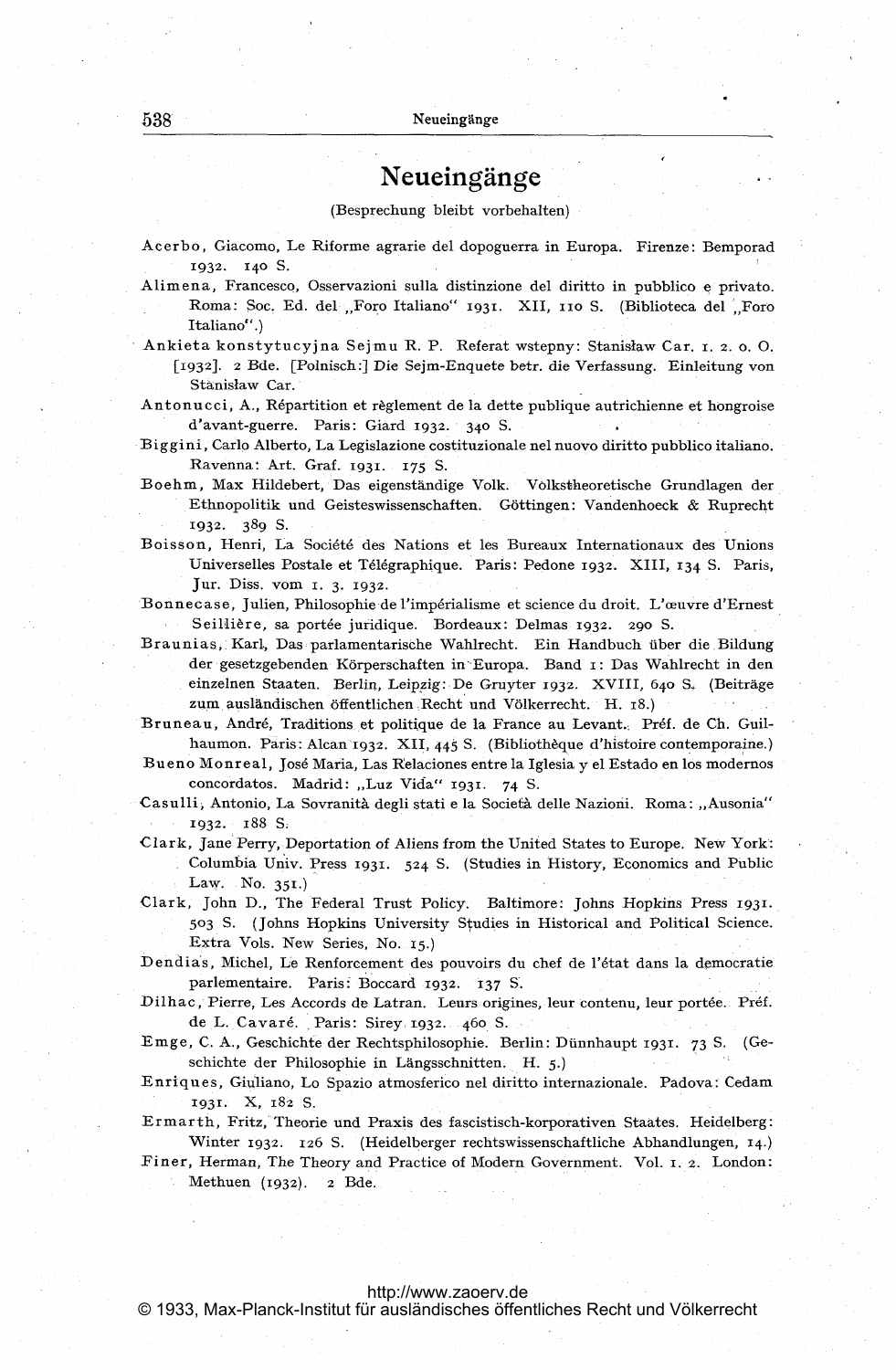# Neueingänge

(Besprechung bleibt vorbehalten)

Acerbo, Giacomo, Le Riforme agrarie del dopoguerra in Europa. Firenze: Bemporad 1932. 140 S.

Alimena, Francesco, Osservazioni sulla distinzione del diritto in pubblico e privato. Roma: Soc. Ed. del „Foro Italiano" 1931. XII, 110 S. (Biblioteca del „Foro Italiano".)

Ankieta konstytucyjna Sejmu R. P. Referat wstepny: Stanisław Car. 1. 2. o. O. [1932]. 2 Bde. [Polnisch:] Die Sejm-Enquete betr. die Verfassung. Einleitung von Stanisław Car.

Antonucci, A., Répartition et règlement de la dette publique autrichienne et hongroise d'avant-guerre. Paris: Giard 1932. 340 S.

Biggini, Carlo Alberto, La Legislazione costituzionale nel nuovo diritto pubblico italiano. Ravenna: Art. Graf. 1931. 175 S.

Boehm, Max Hildebert, Das eigenständige Volk. Volkstheoretische Grundlagen der Ethnopolitik und Geisteswissenschaften. Göttingen: Vandenhoeck & Ruprecht 1932. 389 S.

Boisson, Henri, La Société des Nations et les Bureaux Internationaux des Unions Universelles Postale et Télégraphique. Paris: Pedone 1932. XIII, 134 S. Paris, Jur. Diss. vom 1. 3. 1932.

Bonnecase, Julien, Philosophie de l'impérialisme et science du droit. L'œuvre d'Ernest Seillière, sa portée juridique. Bordeaux: Delmas 1932. 290 S.

Braunias, Karl, Das parlamentarische Wahlrecht. Ein Handbuch über die Bildung der gesetzgebenden Körperschaften in Europa. Band 1: Das Wahlrecht in den einzelnen Staaten. Berlin, Leipzig: De Gruyter 1932. XVIII, 640 S. (Beiträge zum ausländischen öffentlichen Recht und Völkerrecht. H. 18.)

Bruneau, André, Traditions et politique de la France au Levant. Préf. de Ch. Guilhaumon. Paris: Alcan 1932. XII, 445 S. (Bibliothèque d'histoire contemporaine.)

Bueno Monreal, José María, Las Relaciones entre la Iglesia y el Estado en los modernos concordatos. Madrid: „Luz Vida" 1931. 74 S.

Casulli, Antonio, La Sovranità degli stati e la Società delle Nazioni. Roma: „Ausonia" 1932. 188 S.

Clark, Jane Perry, Deportation of Aliens from the United States to Europe. New York: Columbia Univ. Press 1931. 524 S. (Studies in History, Economics and Public Law. No. 351.)

Clark, John D., The Federal Trust Policy. Baltimore: Johns Hopkins Press 1931. 503 S. (Johns Hopkins University Studies in Historical and Political Science. Extra Vols. New Series, No. 15.)

Dendias, Michel, Le Renforcement des pouvoirs du chef de l'état dans la democratie parlementaire. Paris: Boccard 1932. 137 S.

Dilhac, Pierre, Les Accords de Latran. Leurs origines, leur contenu, leur portée. Préf. de L. Cavaré. Paris: Sirey 1932. 460 S.

Emge, C. A., Geschichte der Rechtsphilosophie. Berlin: Dünnhaupt 1931. 73 S. (Geschichte der Philosophie in Längsschnitten. H. 5.)

Enriques, Giuliano, Lo Spazio atmosferico nel diritto internazionale. Padova: Cedam 1931. X, 182 S.

Ermarth, Fritz, Theorie und Praxis des fascistisch-korporativen Staates. Heidelberg: Winter 1932. 126 S. (Heidelberger rechtswissenschaftliche Abhandlungen, 14.)

Finer, Herman, The Theory and Practice of Modern Government. Vol. 1. 2. London: Methuen (1932). 2 Bde.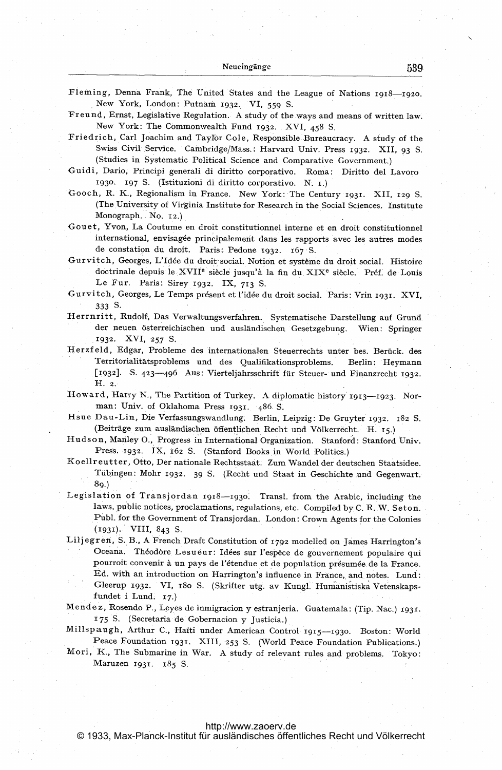Fleming, Denna Frank, The United States and the League of Nations 1918—1920. New York, London: Putnam 1932. VI, 559 S.

Freund, Ernst, Legislative Regulation. A study of the ways and means of written law. New York: The Commonwealth Fund 1932. XVI, 458 S.

Friedrich, Carl Joachim and Taylor Cole, Responsible Bureaucracy. A study of the Swiss Civil Service. Cambridge/Mass.: Harvard Univ. Press 1932. XII, 93 S. (Studies in Systematic Political Science and Comparative Government.)

Guidi, Dario, Principi generali di diritto corporativo. Roma: Diritto del Lavoro 1930. 197 S. (Istituzioni di diritto corporativo. N. 1.)

Gooch, R. K., Regionalism in France. New York: The Century 1931. XII, 129 S. (The University of Virginia Institute for Research in the Social Sciences. Institute Monograph. No. 12.)

Gouet, Yvon, La Coutume en droit constitutionnel interne et en droit constitutionnel international, envisagée principalement dans les rapports avec les autres modes de constation du droit. Paris: Pedone 1932. 167 S.

Gurvitch, Georges, L'Idée du droit social. Notion et système du droit social. Histoire doctrinale depuis le XVII[e] siècle jusqu'à la fin du XIX[e] siècle. Préf. de Louis Le Fur. Paris: Sirey 1932. IX, 713 S.

Gurvitch, Georges, Le Temps présent et l'idée du droit social. Paris: Vrin 1931. XVI, 333 S.

Herrnritt, Rudolf, Das Verwaltungsverfahren. Systematische Darstellung auf Grund der neuen österreichischen und ausländischen Gesetzgebung. Wien: Springer 1932. XVI, 257 S.

Herzfeld, Edgar, Probleme des internationalen Steuerrechts unter bes. Berück. des Territorialitätsproblems und des Qualifikationsproblems. Berlin: Heymann [1932]. S. 423—496 Aus: Vierteljahrsschrift für Steuer- und Finanzrecht 1932. H. 2.

Howard, Harry N., The Partition of Turkey. A diplomatic history 1913—1923. Norman: Univ. of Oklahoma Press 1931. 486 S.

Hsue Dau-Lin, Die Verfassungswandlung. Berlin, Leipzig: De Gruyter 1932. 182 S. (Beiträge zum ausländischen öffentlichen Recht und Völkerrecht. H. 15.)

Hudson, Manley O., Progress in International Organization. Stanford: Stanford Univ. Press. 1932. IX, 162 S. (Stanford Books in World Politics.)

Koellreutter, Otto, Der nationale Rechtsstaat. Zum Wandel der deutschen Staatsidee. Tübingen: Mohr 1932. 39 S. (Recht und Staat in Geschichte und Gegenwart. 89.)

Legislation of Transjordan 1918—1930. Transl. from the Arabic, including the laws, public notices, proclamations, regulations, etc. Compiled by C. R. W. Seton. Publ. for the Government of Transjordan. London: Crown Agents for the Colonies (1931). VIII, 843 S.

Liljegren, S. B., A French Draft Constitution of 1792 modelled on James Harrington's Oceana. Théodore Lesueur: Idées sur l'espèce de gouvernement populaire qui pourroit convenir à un pays de l'étendue et de population présumée de la France. Ed. with an introduction on Harrington's influence in France, and notes. Lund: Gleerup 1932. VI, 180 S. (Skrifter utg. av Kungl. Humanistiska Vetenskapsfundet i Lund. 17.)

Mendez, Rosendo P., Leyes de inmigracion y estranjeria. Guatemala: (Tip. Nac.) 1931. 175 S. (Secretaria de Gobernacion y Justicia.)

Millspaugh, Arthur C., Haïti under American Control 1915—1930. Boston: World Peace Foundation 1931. XIII, 253 S. (World Peace Foundation Publications.)

Mori, K., The Submarine in War. A study of relevant rules and problems. Tokyo: Maruzen 1931. 185 S.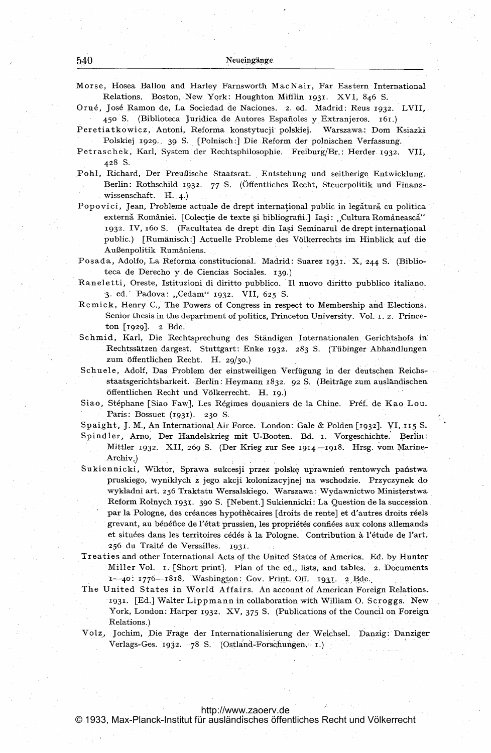Morse, Hosea Ballou and Harley Farnsworth MacNair, Far Eastern International Relations. Boston, New York: Houghton Mifflin 1931. XVI, 846 S.

Orué, José Ramon de, La Sociedad de Naciones. 2. ed. Madrid: Reus 1932. LVII, 450 S. (Biblioteca Juridica de Autores Españoles y Extranjeros. 161.)

Peretiatkowicz, Antoni, Reforma konstytucji polskiej. Warszawa: Dom Ksiazki Polskiej 1929. 39 S. [Polnisch:] Die Reform der polnischen Verfassung.

Petraschek, Karl, System der Rechtsphilosophie. Freiburg/Br.: Herder 1932. VII, 428 S.

Pohl, Richard, Der Preußische Staatsrat. Entstehung und seitherige Entwicklung. Berlin: Rothschild 1932. 77 S. (Öffentliches Recht, Steuerpolitik und Finanzwissenschaft. H. 4.)

Popovici, Jean, Probleme actuale de drept internațional public in legătură cu politica externă României. [Colecție de texte și bibliografii.] Iași: „Cultura Românească" 1932. IV, 160 S. (Facultatea de drept din Iași Seminarul de drept internațional public.) [Rumänisch:] Actuelle Probleme des Völkerrechts im Hinblick auf die Außenpolitik Rumäniens.

Posada, Adolfo, La Reforma constitucional. Madrid: Suarez 1931. X, 244 S. (Biblioteca de Derecho y de Ciencias Sociales. 139.)

Ranelletti, Oreste, Istituzioni di diritto pubblico. Il nuovo diritto pubblico italiano. 3. ed. Padova: „Cedam" 1932. VII, 625 S.

Remick, Henry C., The Powers of Congress in respect to Membership and Elections. Senior thesis in the department of politics, Princeton University. Vol. 1. 2. Princeton [1929]. 2 Bde.

Schmid, Karl, Die Rechtsprechung des Ständigen Internationalen Gerichtshofs in Rechtssätzen dargest. Stuttgart: Enke 1932. 283 S. (Tübinger Abhandlungen zum öffentlichen Recht. H. 29/30.)

Schuele, Adolf, Das Problem der einstweiligen Verfügung in der deutschen Reichsstaatsgerichtsbarkeit. Berlin: Heymann 1832. 92 S. (Beiträge zum ausländischen öffentlichen Recht und Völkerrecht. H. 19.)

Siao, Stéphane [Siao Faw], Les Régimes douaniers de la Chine. Préf. de Kao Lou. Paris: Bossuet (1931). 230 S.

Spaight, J. M., An International Air Force. London: Gale & Polden [1932]. VI, 115 S.

Spindler, Arno, Der Handelskrieg mit U-Booten. Bd. 1. Vorgeschichte. Berlin: Mittler 1932. XII, 269 S. (Der Krieg zur See 1914—1918. Hrsg. vom Marine-Archiv.)

Sukiennicki, Wiktor, Sprawa sukcesji przez polskę uprawnień rentowych państwa pruskiego, wyniklych z jego akcji kolonizacyjnej na wschodzie. Przyczynek do wykładni art. 256 Traktatu Wersalskiego. Warszawa: Wydawnictwo Ministerstwa Reform Rolnych 1931. 390 S. [Nebent.] Sukiennicki: La Question de la succession par la Pologne, des créances hypothécaires [droits de rente] et d'autres droits réels grevant, au bénéfice de l'état prussien, les propriétés confiées aux colons allemands et situées dans les territoires cédés à la Pologne. Contribution à l'étude de l'art. 256 du Traité de Versailles. 1931.

Treaties and other International Acts of the United States of America. Ed. by Hunter Miller Vol. 1. [Short print]. Plan of the ed., lists, and tables. 2. Documents 1—40: 1776—1818. Washington: Gov. Print. Off. 1931. 2 Bde.

The United States in World Affairs. An account of American Foreign Relations. 1931. [Ed.] Walter Lippmann in collaboration with William O. Scroggs. New York, London: Harper 1932. XV, 375 S. (Publications of the Council on Foreign Relations.)

Volz, Jochim, Die Frage der Internationalisierung der Weichsel. Danzig: Danziger Verlags-Ges. 1932. 78 S. (Ostland-Forschungen. 1.)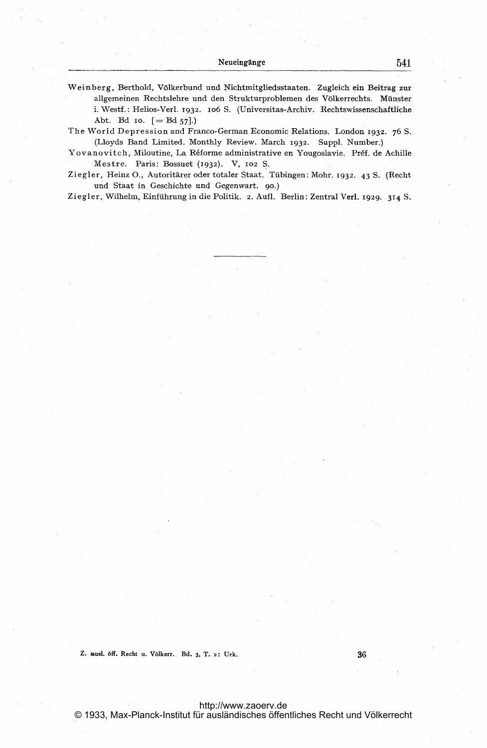Weinberg, Berthold, Völkerbund und Nichtmitgliedsstaaten. Zugleich ein Beitrag zur allgemeinen Rechtslehre und den Strukturproblemen des Völkerrechts. Münster i. Westf.: Helios-Verl. 1932. 106 S. (Universitas-Archiv. Rechtswissenschaftliche Abt. Bd 10. [= Bd 57].)

The World Depression and Franco-German Economic Relations. London 1932. 76 S. (Lloyds Band Limited. Monthly Review. March 1932. Suppl. Number.)

Yovanovitch, Miloutine, La Réforme administrative en Yougoslavie. Préf. de Achille Mestre. Paris: Bossuet (1932). V, 102 S.

Ziegler, Heinz O., Autoritärer oder totaler Staat. Tübingen: Mohr. 1932. 43 S. (Recht und Staat in Geschichte und Gegenwart. 90.)

Ziegler, Wilhelm, Einführung in die Politik. 2. Aufl. Berlin: Zentral Verl. 1929. 314 S.